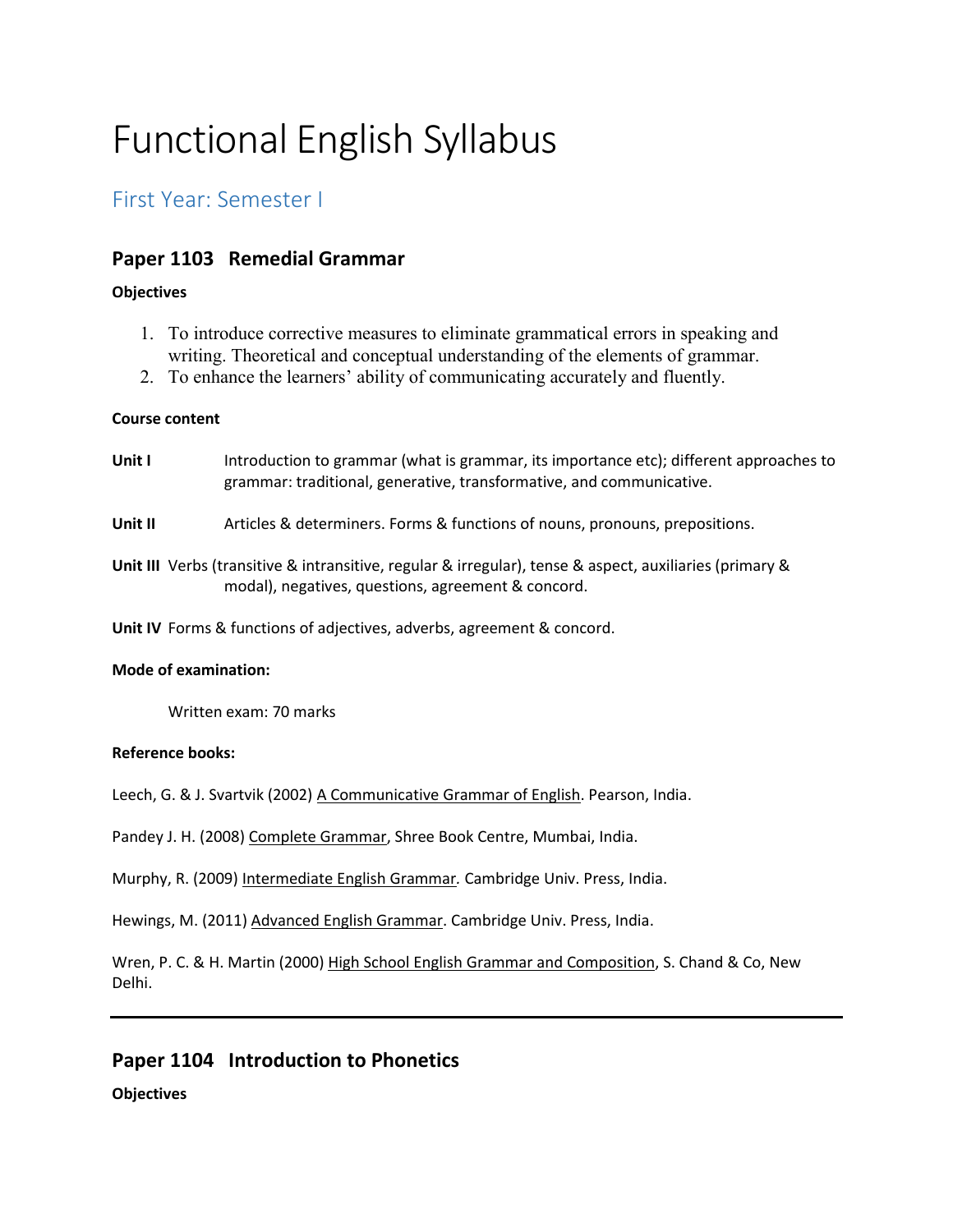# Functional English Syllabus

## First Year: Semester I

### Paper 1103 Remedial Grammar

**Objectives**

1. To introduce corrective measures to eliminate grammatical errors in speaking and writing. Theoretical and conceptual understanding of the elements of grammar.
2. To enhance the learners' ability of communicating accurately and fluently.

**Course content**

**Unit I** Introduction to grammar (what is grammar, its importance etc); different approaches to grammar: traditional, generative, transformative, and communicative.

**Unit II** Articles & determiners. Forms & functions of nouns, pronouns, prepositions.

**Unit III** Verbs (transitive & intransitive, regular & irregular), tense & aspect, auxiliaries (primary & modal), negatives, questions, agreement & concord.

**Unit IV** Forms & functions of adjectives, adverbs, agreement & concord.

**Mode of examination:**

Written exam: 70 marks

**Reference books:**

Leech, G. & J. Svartvik (2002) A Communicative Grammar of English. Pearson, India.

Pandey J. H. (2008) Complete Grammar, Shree Book Centre, Mumbai, India.

Murphy, R. (2009) *Intermediate English Grammar.* Cambridge Univ. Press, India.

Hewings, M. (2011) Advanced English Grammar. Cambridge Univ. Press, India.

Wren, P. C. & H. Martin (2000) High School English Grammar and Composition, S. Chand & Co, New Delhi.

---

### Paper 1104 Introduction to Phonetics

**Objectives**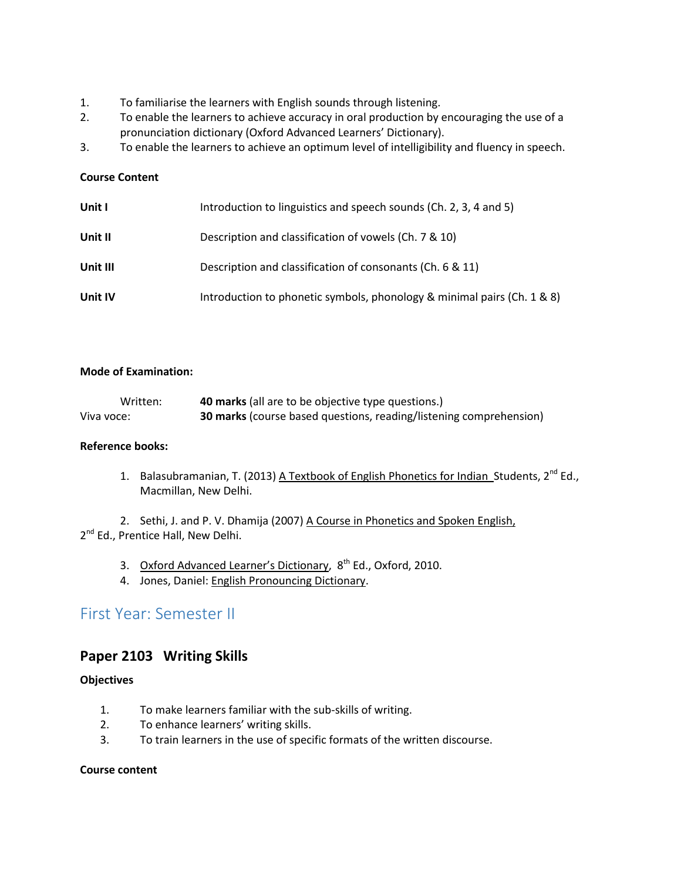1. To familiarise the learners with English sounds through listening.
2. To enable the learners to achieve accuracy in oral production by encouraging the use of a pronunciation dictionary (Oxford Advanced Learners' Dictionary).
3. To enable the learners to achieve an optimum level of intelligibility and fluency in speech.

**Course Content**

| | |
|---|---|
| **Unit I** | Introduction to linguistics and speech sounds (Ch. 2, 3, 4 and 5) |
| **Unit II** | Description and classification of vowels (Ch. 7 & 10) |
| **Unit III** | Description and classification of consonants (Ch. 6 & 11) |
| **Unit IV** | Introduction to phonetic symbols, phonology & minimal pairs (Ch. 1 & 8) |

**Mode of Examination:**

| | |
|---|---|
| Written: | **40 marks** (all are to be objective type questions.) |
| Viva voce: | **30 marks** (course based questions, reading/listening comprehension) |

**Reference books:**

1. Balasubramanian, T. (2013) A Textbook of English Phonetics for Indian Students, 2nd Ed., Macmillan, New Delhi.
2. Sethi, J. and P. V. Dhamija (2007) A Course in Phonetics and Spoken English, 2nd Ed., Prentice Hall, New Delhi.
3. Oxford Advanced Learner's Dictionary, 8th Ed., Oxford, 2010.
4. Jones, Daniel: English Pronouncing Dictionary.

# First Year: Semester II

## Paper 2103 Writing Skills

**Objectives**

1. To make learners familiar with the sub-skills of writing.
2. To enhance learners' writing skills.
3. To train learners in the use of specific formats of the written discourse.

**Course content**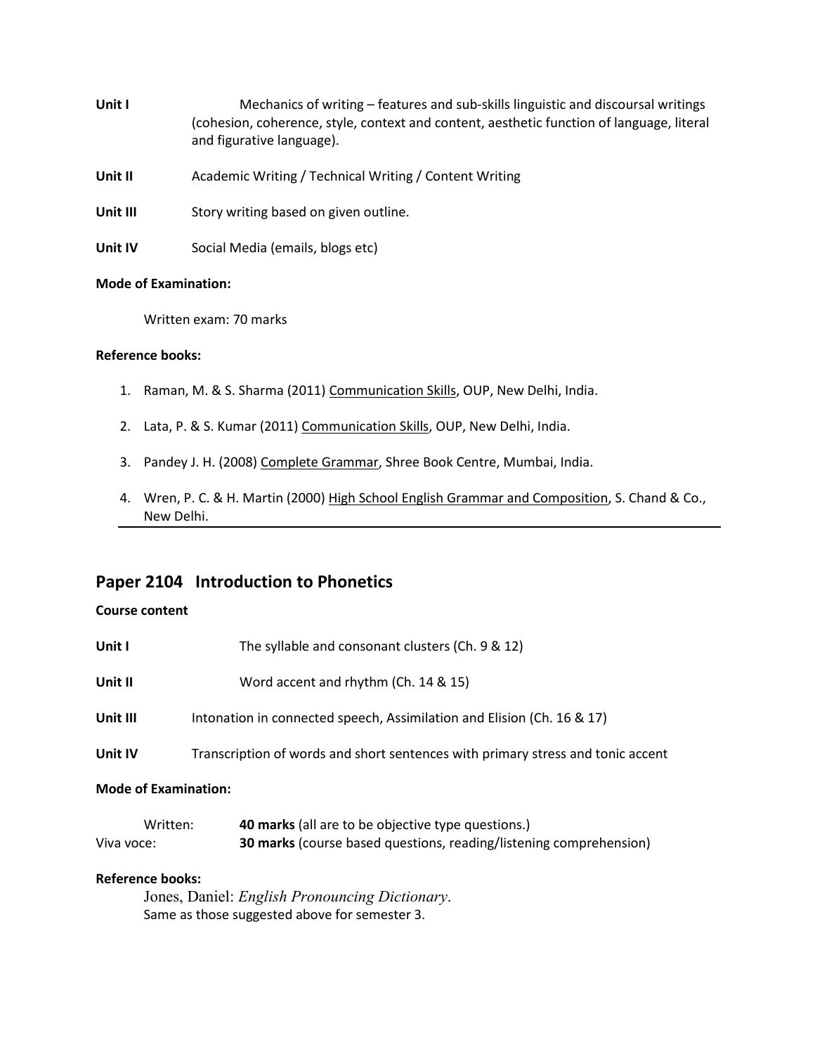**Unit I** Mechanics of writing – features and sub-skills linguistic and discoursal writings (cohesion, coherence, style, context and content, aesthetic function of language, literal and figurative language).

**Unit II** Academic Writing / Technical Writing / Content Writing

**Unit III** Story writing based on given outline.

**Unit IV** Social Media (emails, blogs etc)

**Mode of Examination:**

Written exam: 70 marks

**Reference books:**

1. Raman, M. & S. Sharma (2011) Communication Skills, OUP, New Delhi, India.
2. Lata, P. & S. Kumar (2011) Communication Skills, OUP, New Delhi, India.
3. Pandey J. H. (2008) Complete Grammar, Shree Book Centre, Mumbai, India.
4. Wren, P. C. & H. Martin (2000) High School English Grammar and Composition, S. Chand & Co., New Delhi.

---

## Paper 2104 Introduction to Phonetics

**Course content**

**Unit I** The syllable and consonant clusters (Ch. 9 & 12)

**Unit II** Word accent and rhythm (Ch. 14 & 15)

**Unit III** Intonation in connected speech, Assimilation and Elision (Ch. 16 & 17)

**Unit IV** Transcription of words and short sentences with primary stress and tonic accent

**Mode of Examination:**

Written: **40 marks** (all are to be objective type questions.)
Viva voce: **30 marks** (course based questions, reading/listening comprehension)

**Reference books:**

Jones, Daniel: *English Pronouncing Dictionary*.
Same as those suggested above for semester 3.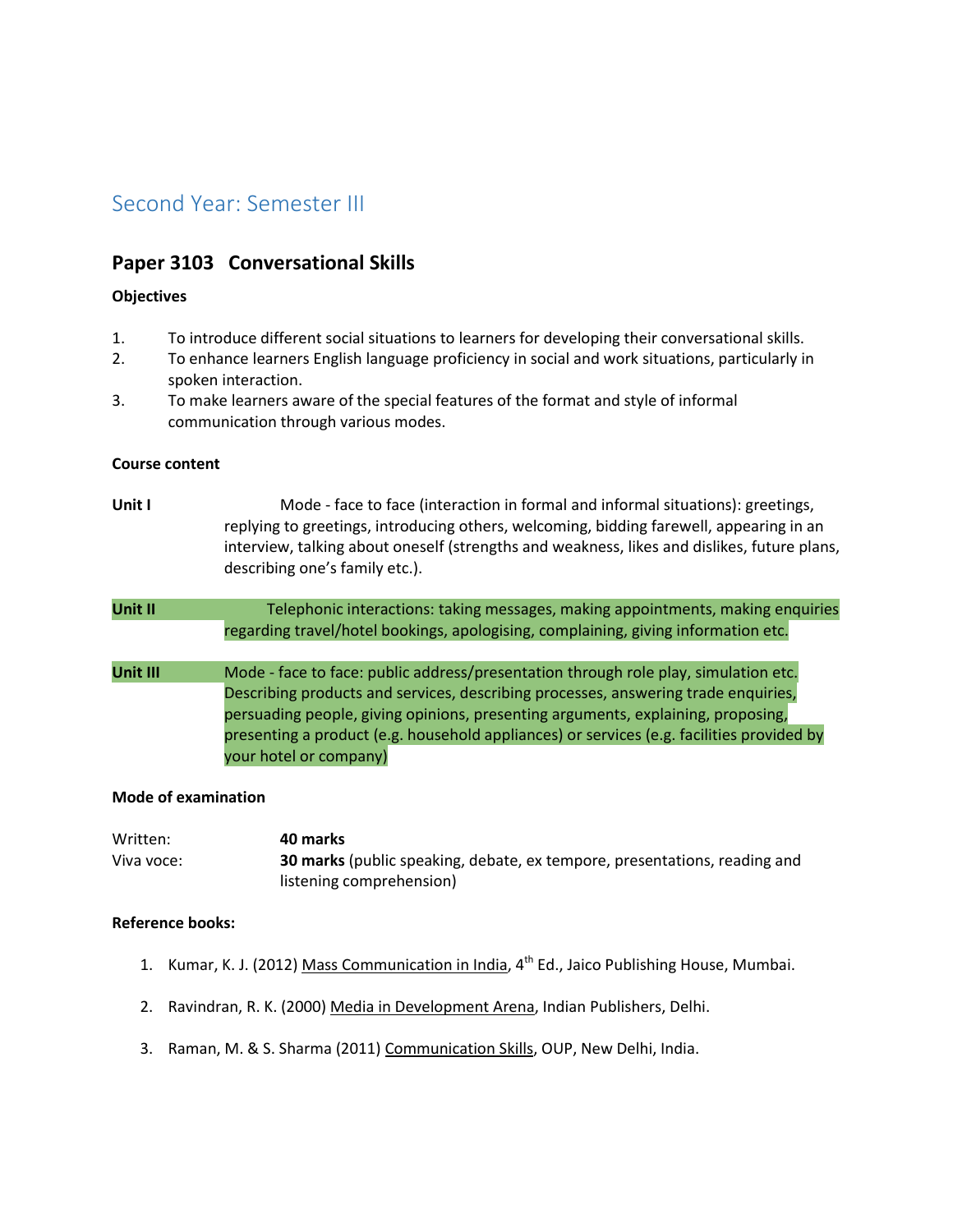## Second Year: Semester III

### Paper 3103 Conversational Skills

**Objectives**

1. To introduce different social situations to learners for developing their conversational skills.
2. To enhance learners English language proficiency in social and work situations, particularly in spoken interaction.
3. To make learners aware of the special features of the format and style of informal communication through various modes.

**Course content**

**Unit I** Mode - face to face (interaction in formal and informal situations): greetings, replying to greetings, introducing others, welcoming, bidding farewell, appearing in an interview, talking about oneself (strengths and weakness, likes and dislikes, future plans, describing one's family etc.).

**Unit II** Telephonic interactions: taking messages, making appointments, making enquiries regarding travel/hotel bookings, apologising, complaining, giving information etc.

**Unit III** Mode - face to face: public address/presentation through role play, simulation etc. Describing products and services, describing processes, answering trade enquiries, persuading people, giving opinions, presenting arguments, explaining, proposing, presenting a product (e.g. household appliances) or services (e.g. facilities provided by your hotel or company)

**Mode of examination**

Written: **40 marks**
Viva voce: **30 marks** (public speaking, debate, ex tempore, presentations, reading and listening comprehension)

**Reference books:**

1. Kumar, K. J. (2012) Mass Communication in India, 4th Ed., Jaico Publishing House, Mumbai.
2. Ravindran, R. K. (2000) Media in Development Arena, Indian Publishers, Delhi.
3. Raman, M. & S. Sharma (2011) Communication Skills, OUP, New Delhi, India.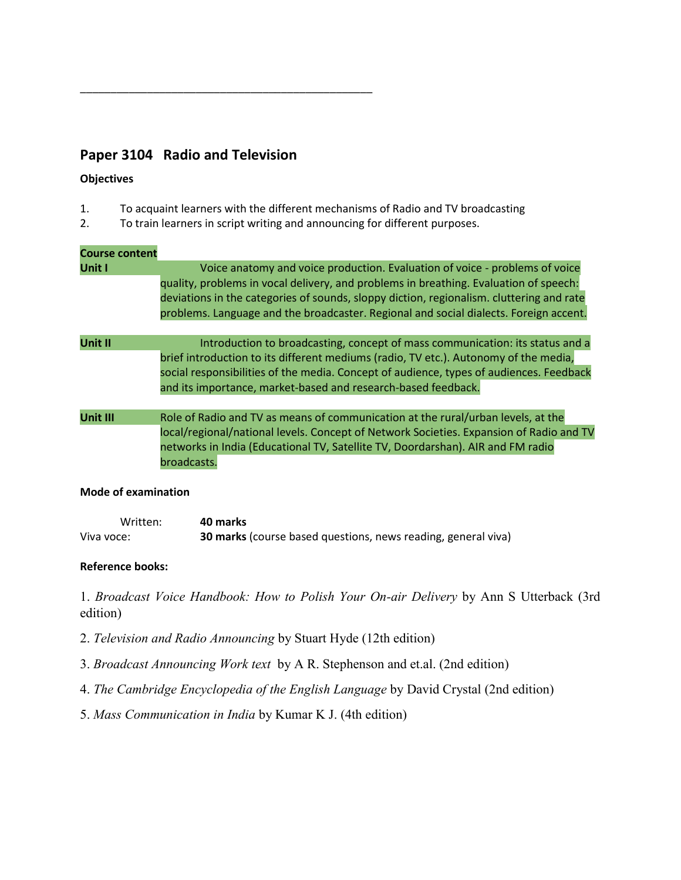---

## Paper 3104 Radio and Television

**Objectives**

1. To acquaint learners with the different mechanisms of Radio and TV broadcasting
2. To train learners in script writing and announcing for different purposes.

**Course content**

**Unit I** Voice anatomy and voice production. Evaluation of voice - problems of voice quality, problems in vocal delivery, and problems in breathing. Evaluation of speech: deviations in the categories of sounds, sloppy diction, regionalism. cluttering and rate problems. Language and the broadcaster. Regional and social dialects. Foreign accent.

**Unit II** Introduction to broadcasting, concept of mass communication: its status and a brief introduction to its different mediums (radio, TV etc.). Autonomy of the media, social responsibilities of the media. Concept of audience, types of audiences. Feedback and its importance, market-based and research-based feedback.

**Unit III** Role of Radio and TV as means of communication at the rural/urban levels, at the local/regional/national levels. Concept of Network Societies. Expansion of Radio and TV networks in India (Educational TV, Satellite TV, Doordarshan). AIR and FM radio broadcasts.

**Mode of examination**

Written: **40 marks**
Viva voce: **30 marks** (course based questions, news reading, general viva)

**Reference books:**

1. *Broadcast Voice Handbook: How to Polish Your On-air Delivery* by Ann S Utterback (3rd edition)

2. *Television and Radio Announcing* by Stuart Hyde (12th edition)

3. *Broadcast Announcing Work text* by A R. Stephenson and et.al. (2nd edition)

4. *The Cambridge Encyclopedia of the English Language* by David Crystal (2nd edition)

5. *Mass Communication in India* by Kumar K J. (4th edition)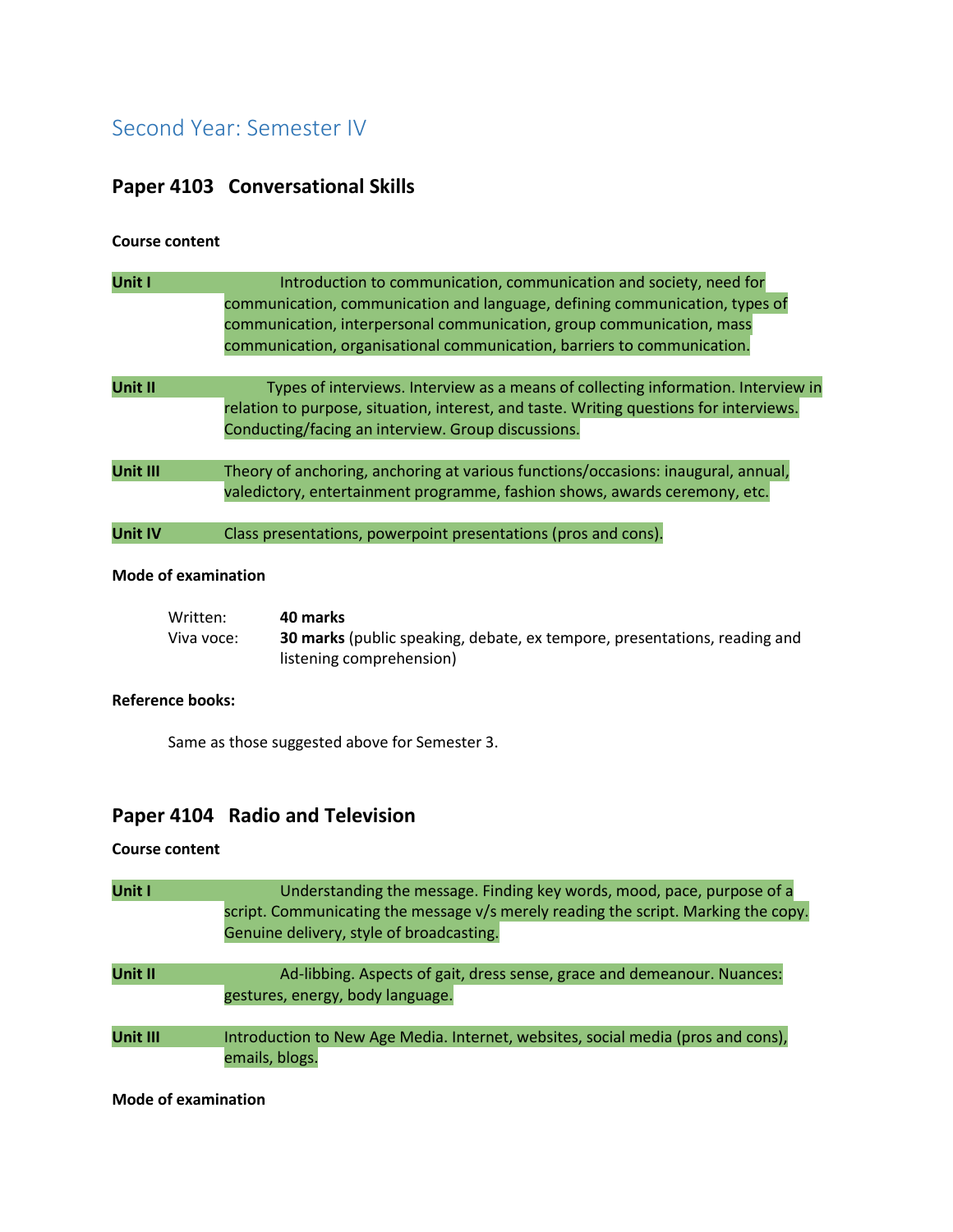## Second Year: Semester IV

### Paper 4103 Conversational Skills

**Course content**

**Unit I** Introduction to communication, communication and society, need for communication, communication and language, defining communication, types of communication, interpersonal communication, group communication, mass communication, organisational communication, barriers to communication.

**Unit II** Types of interviews. Interview as a means of collecting information. Interview in relation to purpose, situation, interest, and taste. Writing questions for interviews. Conducting/facing an interview. Group discussions.

**Unit III** Theory of anchoring, anchoring at various functions/occasions: inaugural, annual, valedictory, entertainment programme, fashion shows, awards ceremony, etc.

**Unit IV** Class presentations, powerpoint presentations (pros and cons).

**Mode of examination**

Written: **40 marks**
Viva voce: **30 marks** (public speaking, debate, ex tempore, presentations, reading and listening comprehension)

**Reference books:**

Same as those suggested above for Semester 3.

### Paper 4104 Radio and Television

**Course content**

**Unit I** Understanding the message. Finding key words, mood, pace, purpose of a script. Communicating the message v/s merely reading the script. Marking the copy. Genuine delivery, style of broadcasting.

**Unit II** Ad-libbing. Aspects of gait, dress sense, grace and demeanour. Nuances: gestures, energy, body language.

**Unit III** Introduction to New Age Media. Internet, websites, social media (pros and cons), emails, blogs.

**Mode of examination**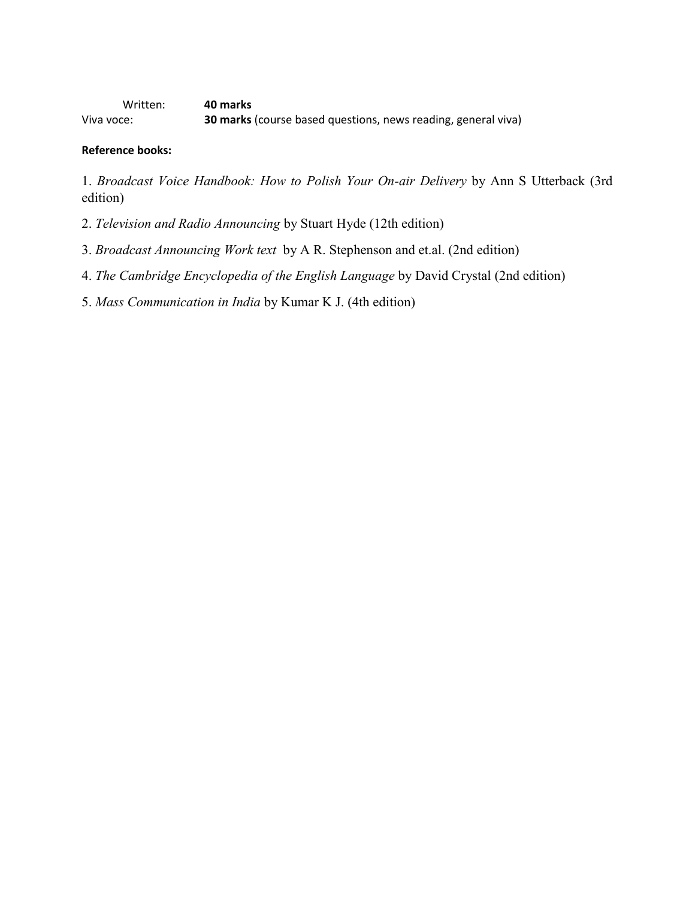Written: **40 marks**
Viva voce: **30 marks** (course based questions, news reading, general viva)

**Reference books:**

1. *Broadcast Voice Handbook: How to Polish Your On-air Delivery* by Ann S Utterback (3rd edition)

2. *Television and Radio Announcing* by Stuart Hyde (12th edition)

3. *Broadcast Announcing Work text* by A R. Stephenson and et.al. (2nd edition)

4. *The Cambridge Encyclopedia of the English Language* by David Crystal (2nd edition)

5. *Mass Communication in India* by Kumar K J. (4th edition)